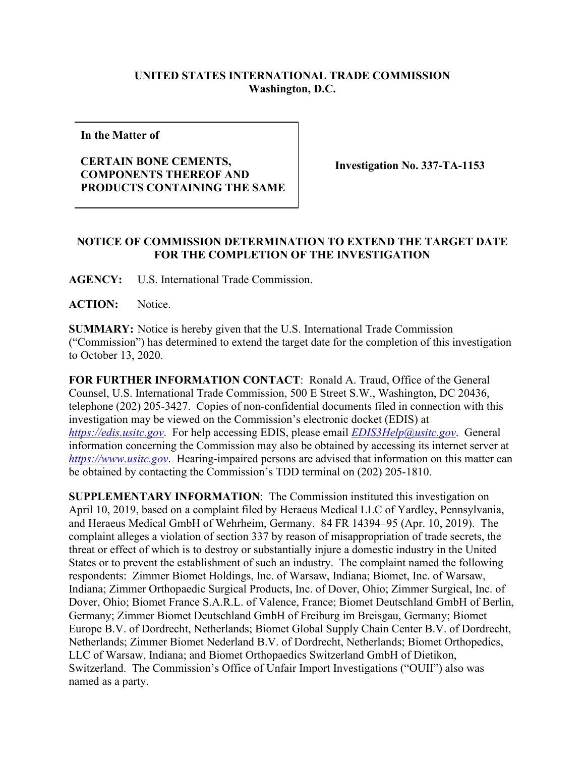**UNITED STATES INTERNATIONAL TRADE COMMISSION**
**Washington, D.C.**

| In the Matter of<br><br>**CERTAIN BONE CEMENTS, COMPONENTS THEREOF AND PRODUCTS CONTAINING THE SAME** | **Investigation No. 337-TA-1153** |
| --- | --- |

## NOTICE OF COMMISSION DETERMINATION TO EXTEND THE TARGET DATE FOR THE COMPLETION OF THE INVESTIGATION

**AGENCY:** U.S. International Trade Commission.

**ACTION:** Notice.

**SUMMARY:** Notice is hereby given that the U.S. International Trade Commission ("Commission") has determined to extend the target date for the completion of this investigation to October 13, 2020.

**FOR FURTHER INFORMATION CONTACT**: Ronald A. Traud, Office of the General Counsel, U.S. International Trade Commission, 500 E Street S.W., Washington, DC 20436, telephone (202) 205-3427. Copies of non-confidential documents filed in connection with this investigation may be viewed on the Commission's electronic docket (EDIS) at *https://edis.usitc.gov*. For help accessing EDIS, please email *EDIS3Help@usitc.gov*. General information concerning the Commission may also be obtained by accessing its internet server at *https://www.usitc.gov*. Hearing-impaired persons are advised that information on this matter can be obtained by contacting the Commission's TDD terminal on (202) 205-1810.

**SUPPLEMENTARY INFORMATION**: The Commission instituted this investigation on April 10, 2019, based on a complaint filed by Heraeus Medical LLC of Yardley, Pennsylvania, and Heraeus Medical GmbH of Wehrheim, Germany. 84 FR 14394–95 (Apr. 10, 2019). The complaint alleges a violation of section 337 by reason of misappropriation of trade secrets, the threat or effect of which is to destroy or substantially injure a domestic industry in the United States or to prevent the establishment of such an industry. The complaint named the following respondents: Zimmer Biomet Holdings, Inc. of Warsaw, Indiana; Biomet, Inc. of Warsaw, Indiana; Zimmer Orthopaedic Surgical Products, Inc. of Dover, Ohio; Zimmer Surgical, Inc. of Dover, Ohio; Biomet France S.A.R.L. of Valence, France; Biomet Deutschland GmbH of Berlin, Germany; Zimmer Biomet Deutschland GmbH of Freiburg im Breisgau, Germany; Biomet Europe B.V. of Dordrecht, Netherlands; Biomet Global Supply Chain Center B.V. of Dordrecht, Netherlands; Zimmer Biomet Nederland B.V. of Dordrecht, Netherlands; Biomet Orthopedics, LLC of Warsaw, Indiana; and Biomet Orthopaedics Switzerland GmbH of Dietikon, Switzerland. The Commission's Office of Unfair Import Investigations ("OUII") also was named as a party.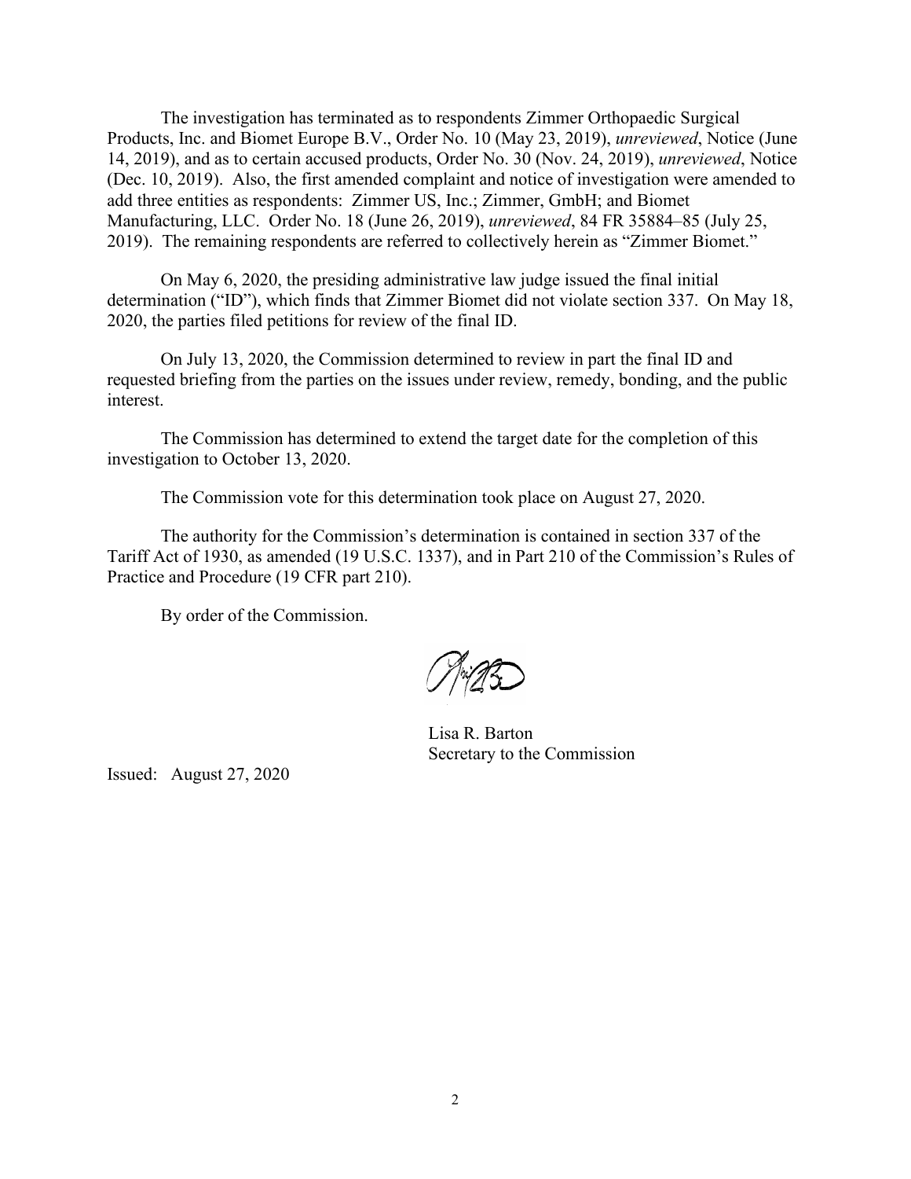The investigation has terminated as to respondents Zimmer Orthopaedic Surgical Products, Inc. and Biomet Europe B.V., Order No. 10 (May 23, 2019), *unreviewed*, Notice (June 14, 2019), and as to certain accused products, Order No. 30 (Nov. 24, 2019), *unreviewed*, Notice (Dec. 10, 2019). Also, the first amended complaint and notice of investigation were amended to add three entities as respondents: Zimmer US, Inc.; Zimmer, GmbH; and Biomet Manufacturing, LLC. Order No. 18 (June 26, 2019), *unreviewed*, 84 FR 35884–85 (July 25, 2019). The remaining respondents are referred to collectively herein as "Zimmer Biomet."

On May 6, 2020, the presiding administrative law judge issued the final initial determination ("ID"), which finds that Zimmer Biomet did not violate section 337. On May 18, 2020, the parties filed petitions for review of the final ID.

On July 13, 2020, the Commission determined to review in part the final ID and requested briefing from the parties on the issues under review, remedy, bonding, and the public interest.

The Commission has determined to extend the target date for the completion of this investigation to October 13, 2020.

The Commission vote for this determination took place on August 27, 2020.

The authority for the Commission's determination is contained in section 337 of the Tariff Act of 1930, as amended (19 U.S.C. 1337), and in Part 210 of the Commission's Rules of Practice and Procedure (19 CFR part 210).

By order of the Commission.

Lisa R. Barton
Secretary to the Commission

Issued: August 27, 2020